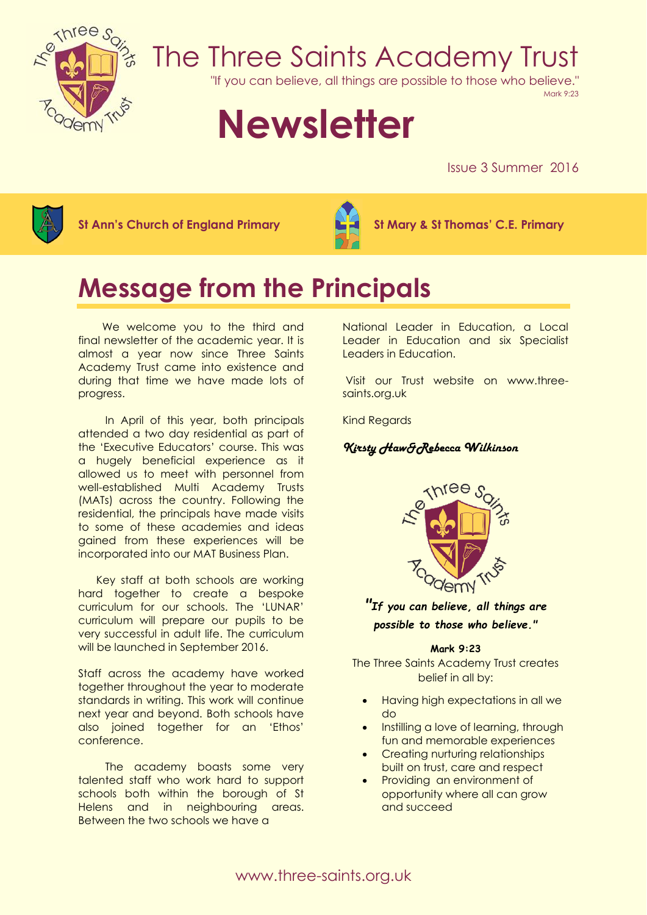# The Three Saints Academy Trust

"If you can believe, all things are possible to those who believe."
Mark 9:23

# Newsletter

Issue 3 Summer 2016

**St Ann's Church of England Primary** **St Mary & St Thomas' C.E. Primary**

## Message from the Principals

We welcome you to the third and final newsletter of the academic year. It is almost a year now since Three Saints Academy Trust came into existence and during that time we have made lots of progress.

In April of this year, both principals attended a two day residential as part of the 'Executive Educators' course. This was a hugely beneficial experience as it allowed us to meet with personnel from well-established Multi Academy Trusts (MATs) across the country. Following the residential, the principals have made visits to some of these academies and ideas gained from these experiences will be incorporated into our MAT Business Plan.

Key staff at both schools are working hard together to create a bespoke curriculum for our schools. The 'LUNAR' curriculum will prepare our pupils to be very successful in adult life. The curriculum will be launched in September 2016.

Staff across the academy have worked together throughout the year to moderate standards in writing. This work will continue next year and beyond. Both schools have also joined together for an 'Ethos' conference.

The academy boasts some very talented staff who work hard to support schools both within the borough of St Helens and in neighbouring areas. Between the two schools we have a National Leader in Education, a Local Leader in Education and six Specialist Leaders in Education.

Visit our Trust website on www.three-saints.org.uk

Kind Regards

*Kirsty Haw & Rebecca Wilkinson*

***"If you can believe, all things are possible to those who believe."***

**Mark 9:23**

The Three Saints Academy Trust creates belief in all by:

- Having high expectations in all we do
- Instilling a love of learning, through fun and memorable experiences
- Creating nurturing relationships built on trust, care and respect
- Providing an environment of opportunity where all can grow and succeed

www.three-saints.org.uk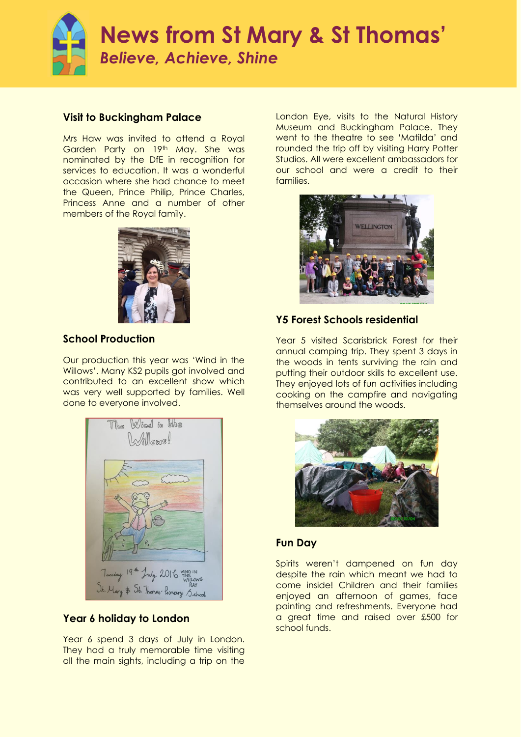# News from St Mary & St Thomas'

*Believe, Achieve, Shine*

### Visit to Buckingham Palace

Mrs Haw was invited to attend a Royal Garden Party on 19th May. She was nominated by the DfE in recognition for services to education. It was a wonderful occasion where she had chance to meet the Queen, Prince Philip, Prince Charles, Princess Anne and a number of other members of the Royal family.

### School Production

Our production this year was 'Wind in the Willows'. Many KS2 pupils got involved and contributed to an excellent show which was very well supported by families. Well done to everyone involved.

### Year 6 holiday to London

Year 6 spend 3 days of July in London. They had a truly memorable time visiting all the main sights, including a trip on the London Eye, visits to the Natural History Museum and Buckingham Palace. They went to the theatre to see 'Matilda' and rounded the trip off by visiting Harry Potter Studios. All were excellent ambassadors for our school and were a credit to their families.

### Y5 Forest Schools residential

Year 5 visited Scarisbrick Forest for their annual camping trip. They spent 3 days in the woods in tents surviving the rain and putting their outdoor skills to excellent use. They enjoyed lots of fun activities including cooking on the campfire and navigating themselves around the woods.

### Fun Day

Spirits weren't dampened on fun day despite the rain which meant we had to come inside! Children and their families enjoyed an afternoon of games, face painting and refreshments. Everyone had a great time and raised over £500 for school funds.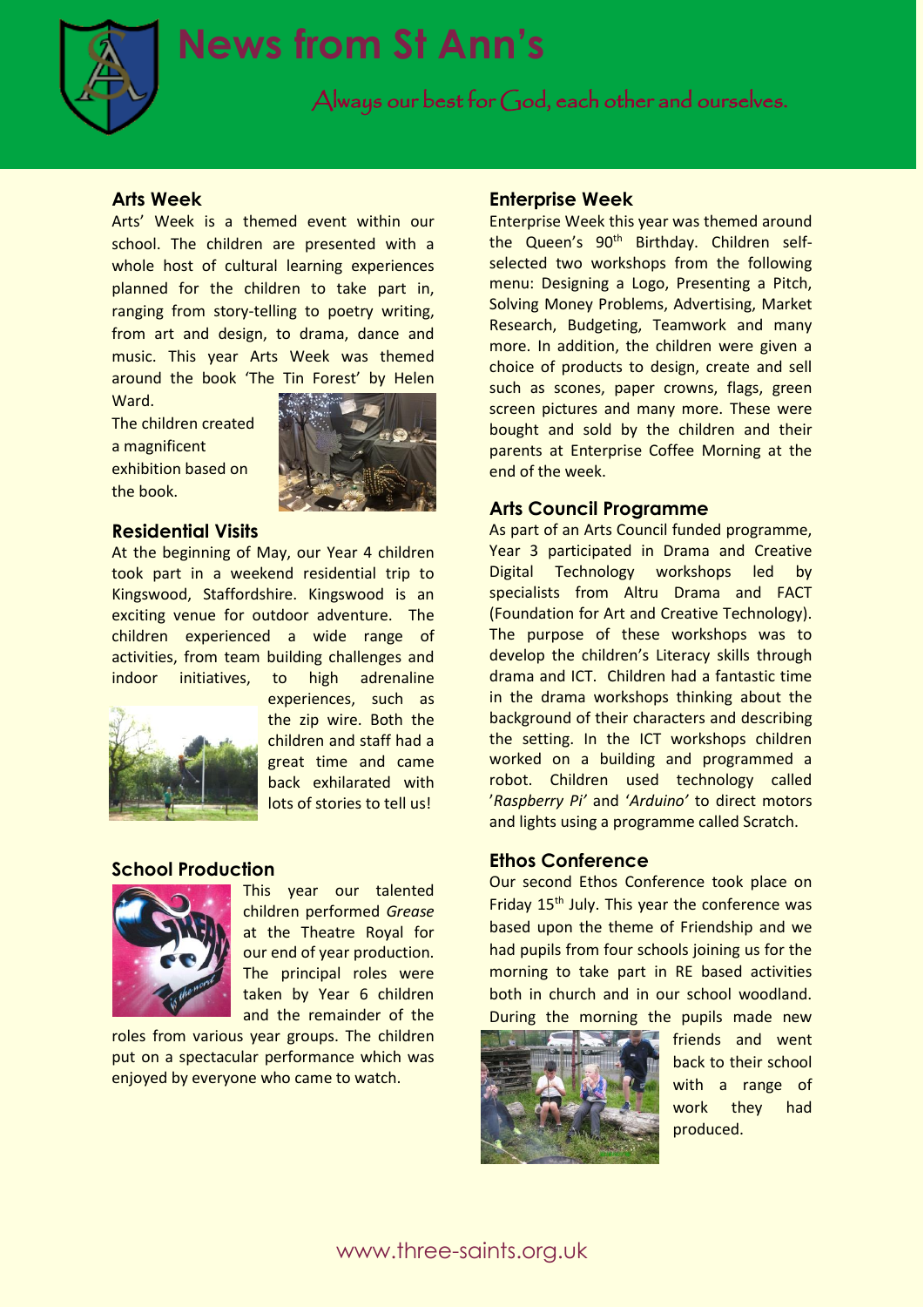# News from St Ann's

Always our best for God, each other and ourselves.

## Arts Week

Arts' Week is a themed event within our school. The children are presented with a whole host of cultural learning experiences planned for the children to take part in, ranging from story-telling to poetry writing, from art and design, to drama, dance and music. This year Arts Week was themed around the book 'The Tin Forest' by Helen Ward.

The children created a magnificent exhibition based on the book.

## Residential Visits

At the beginning of May, our Year 4 children took part in a weekend residential trip to Kingswood, Staffordshire. Kingswood is an exciting venue for outdoor adventure. The children experienced a wide range of activities, from team building challenges and indoor initiatives, to high adrenaline experiences, such as the zip wire. Both the children and staff had a great time and came back exhilarated with lots of stories to tell us!

## School Production

This year our talented children performed *Grease* at the Theatre Royal for our end of year production. The principal roles were taken by Year 6 children and the remainder of the roles from various year groups. The children put on a spectacular performance which was enjoyed by everyone who came to watch.

## Enterprise Week

Enterprise Week this year was themed around the Queen's 90th Birthday. Children self-selected two workshops from the following menu: Designing a Logo, Presenting a Pitch, Solving Money Problems, Advertising, Market Research, Budgeting, Teamwork and many more. In addition, the children were given a choice of products to design, create and sell such as scones, paper crowns, flags, green screen pictures and many more. These were bought and sold by the children and their parents at Enterprise Coffee Morning at the end of the week.

## Arts Council Programme

As part of an Arts Council funded programme, Year 3 participated in Drama and Creative Digital Technology workshops led by specialists from Altru Drama and FACT (Foundation for Art and Creative Technology). The purpose of these workshops was to develop the children's Literacy skills through drama and ICT. Children had a fantastic time in the drama workshops thinking about the background of their characters and describing the setting. In the ICT workshops children worked on a building and programmed a robot. Children used technology called '*Raspberry Pi'* and '*Arduino'* to direct motors and lights using a programme called Scratch.

## Ethos Conference

Our second Ethos Conference took place on Friday 15th July. This year the conference was based upon the theme of Friendship and we had pupils from four schools joining us for the morning to take part in RE based activities both in church and in our school woodland. During the morning the pupils made new friends and went back to their school with a range of work they had produced.

www.three-saints.org.uk